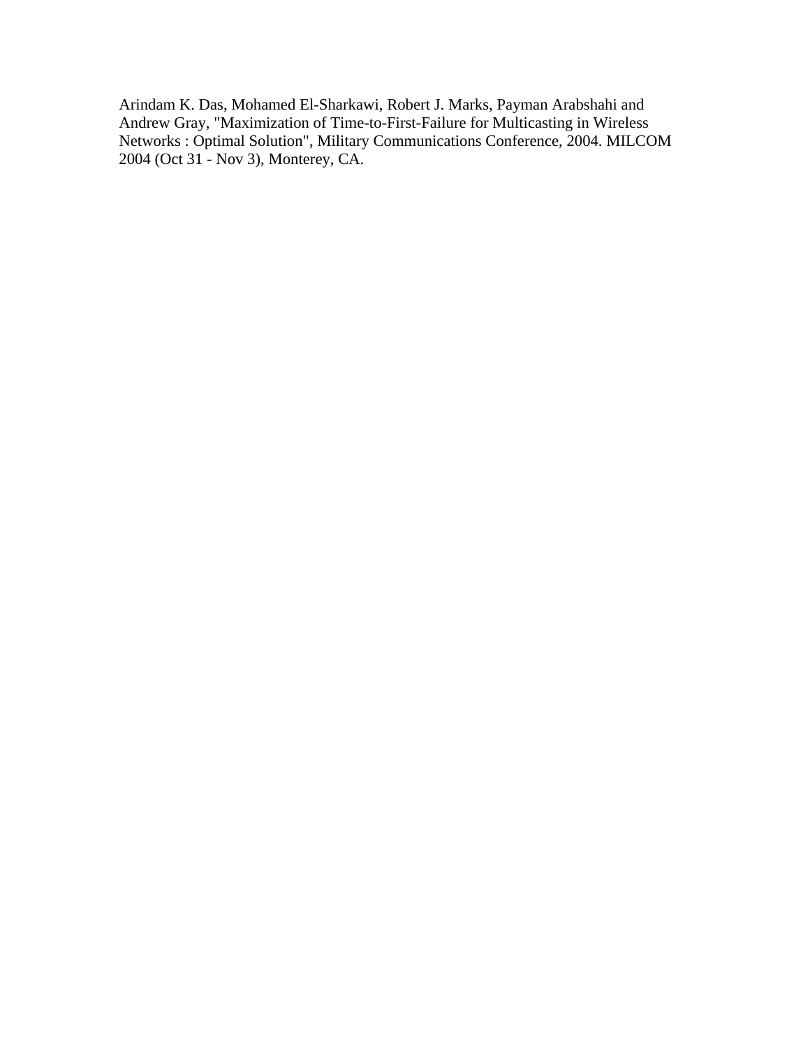Arindam K. Das, Mohamed El-Sharkawi, Robert J. Marks, Payman Arabshahi and Andrew Gray, "Maximization of Time-to-First-Failure for Multicasting in Wireless Networks : Optimal Solution", Military Communications Conference, 2004. MILCOM 2004 (Oct 31 - Nov 3), Monterey, CA.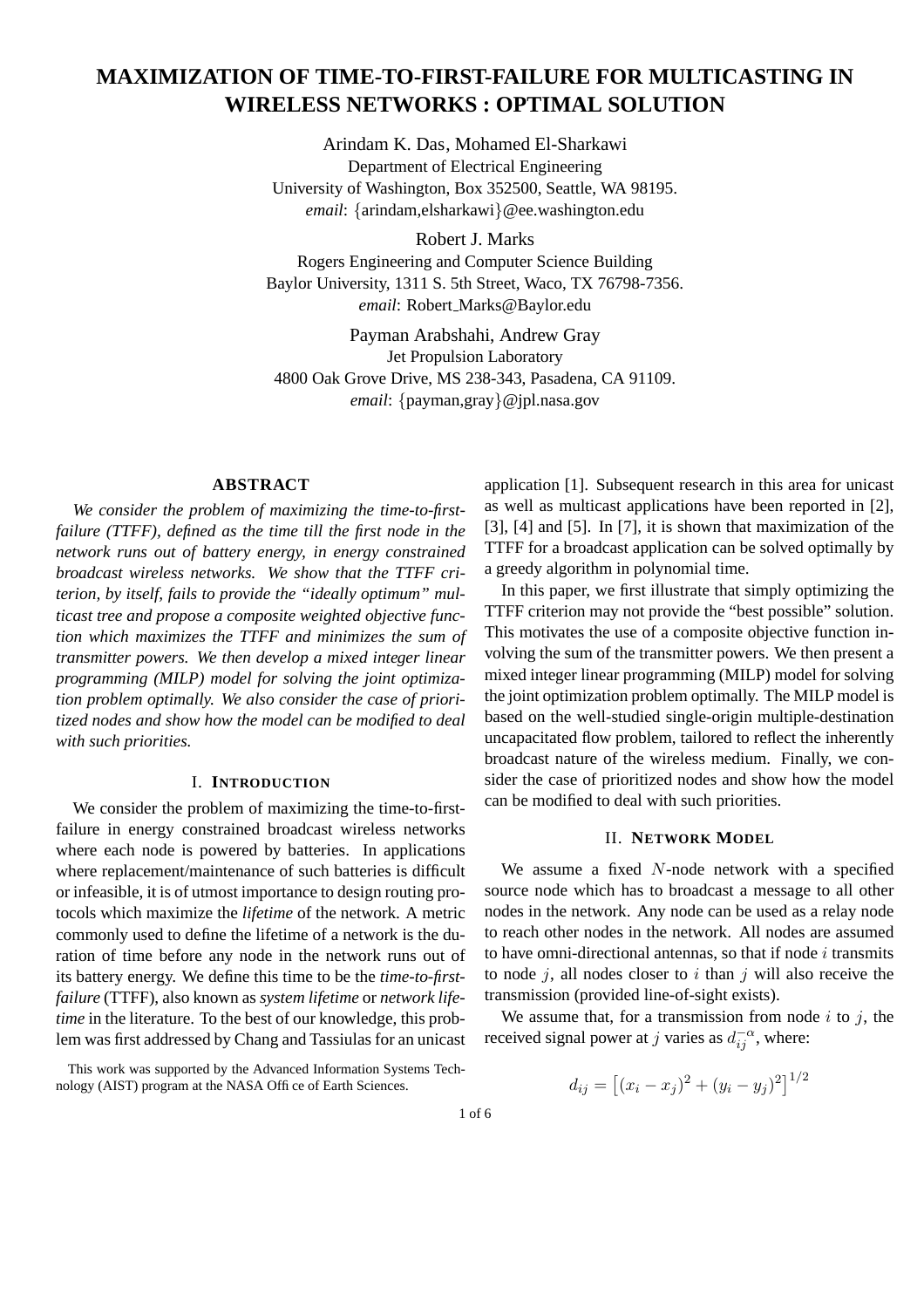# MAXIMIZATION OF TIME-TO-FIRST-FAILURE FOR MULTICASTING IN WIRELESS NETWORKS : OPTIMAL SOLUTION

Arindam K. Das, Mohamed El-Sharkawi
Department of Electrical Engineering
University of Washington, Box 352500, Seattle, WA 98195.
*email*: {arindam,elsharkawi}@ee.washington.edu

Robert J. Marks
Rogers Engineering and Computer Science Building
Baylor University, 1311 S. 5th Street, Waco, TX 76798-7356.
*email*: Robert_Marks@Baylor.edu

Payman Arabshahi, Andrew Gray
Jet Propulsion Laboratory
4800 Oak Grove Drive, MS 238-343, Pasadena, CA 91109.
*email*: {payman,gray}@jpl.nasa.gov

### ABSTRACT

*We consider the problem of maximizing the time-to-first-failure (TTFF), defined as the time till the first node in the network runs out of battery energy, in energy constrained broadcast wireless networks. We show that the TTFF criterion, by itself, fails to provide the "ideally optimum" multicast tree and propose a composite weighted objective function which maximizes the TTFF and minimizes the sum of transmitter powers. We then develop a mixed integer linear programming (MILP) model for solving the joint optimization problem optimally. We also consider the case of prioritized nodes and show how the model can be modified to deal with such priorities.*

## I. INTRODUCTION

We consider the problem of maximizing the time-to-first-failure in energy constrained broadcast wireless networks where each node is powered by batteries. In applications where replacement/maintenance of such batteries is difficult or infeasible, it is of utmost importance to design routing protocols which maximize the *lifetime* of the network. A metric commonly used to define the lifetime of a network is the duration of time before any node in the network runs out of its battery energy. We define this time to be the *time-to-first-failure* (TTFF), also known as *system lifetime* or *network lifetime* in the literature. To the best of our knowledge, this problem was first addressed by Chang and Tassiulas for an unicast application [1]. Subsequent research in this area for unicast as well as multicast applications have been reported in [2], [3], [4] and [5]. In [7], it is shown that maximization of the TTFF for a broadcast application can be solved optimally by a greedy algorithm in polynomial time.

In this paper, we first illustrate that simply optimizing the TTFF criterion may not provide the "best possible" solution. This motivates the use of a composite objective function involving the sum of the transmitter powers. We then present a mixed integer linear programming (MILP) model for solving the joint optimization problem optimally. The MILP model is based on the well-studied single-origin multiple-destination uncapacitated flow problem, tailored to reflect the inherently broadcast nature of the wireless medium. Finally, we consider the case of prioritized nodes and show how the model can be modified to deal with such priorities.

## II. NETWORK MODEL

We assume a fixed $N$-node network with a specified source node which has to broadcast a message to all other nodes in the network. Any node can be used as a relay node to reach other nodes in the network. All nodes are assumed to have omni-directional antennas, so that if node $i$ transmits to node $j$, all nodes closer to $i$ than $j$ will also receive the transmission (provided line-of-sight exists).

We assume that, for a transmission from node $i$ to $j$, the received signal power at $j$ varies as $d_{ij}^{-\alpha}$, where:

$$d_{ij} = \left[(x_i - x_j)^2 + (y_i - y_j)^2\right]^{1/2}$$

This work was supported by the Advanced Information Systems Technology (AIST) program at the NASA Office of Earth Sciences.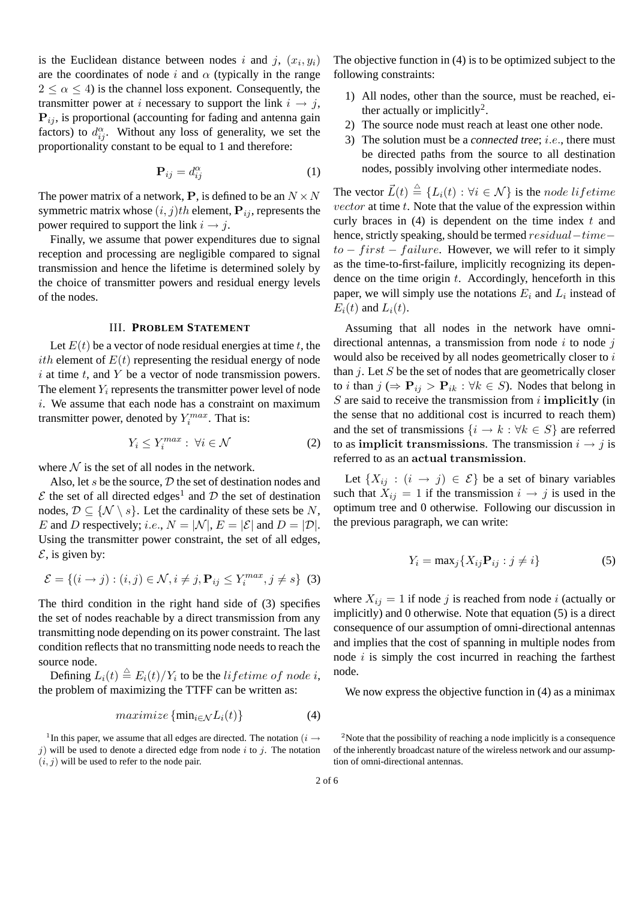is the Euclidean distance between nodes $i$ and $j$, $(x_i, y_i)$ are the coordinates of node $i$ and $\alpha$ (typically in the range $2 \leq \alpha \leq 4$) is the channel loss exponent. Consequently, the transmitter power at $i$ necessary to support the link $i \rightarrow j$, $\mathbf{P}_{ij}$, is proportional (accounting for fading and antenna gain factors) to $d_{ij}^{\alpha}$. Without any loss of generality, we set the proportionality constant to be equal to 1 and therefore:

$$\mathbf{P}_{ij} = d_{ij}^{\alpha} \tag{1}$$

The power matrix of a network, $\mathbf{P}$, is defined to be an $N \times N$ symmetric matrix whose $(i,j)th$ element, $\mathbf{P}_{ij}$, represents the power required to support the link $i \rightarrow j$.

Finally, we assume that power expenditures due to signal reception and processing are negligible compared to signal transmission and hence the lifetime is determined solely by the choice of transmitter powers and residual energy levels of the nodes.

## III. Problem Statement

Let $E(t)$ be a vector of node residual energies at time $t$, the $ith$ element of $E(t)$ representing the residual energy of node $i$ at time $t$, and $Y$ be a vector of node transmission powers. The element $Y_i$ represents the transmitter power level of node $i$. We assume that each node has a constraint on maximum transmitter power, denoted by $Y_i^{max}$. That is:

$$Y_i \leq Y_i^{max} : \forall i \in \mathcal{N} \tag{2}$$

where $\mathcal{N}$ is the set of all nodes in the network.

Also, let $s$ be the source, $\mathcal{D}$ the set of destination nodes and $\mathcal{E}$ the set of all directed edges[1] and $\mathcal{D}$ the set of destination nodes, $\mathcal{D} \subseteq \{\mathcal{N} \setminus s\}$. Let the cardinality of these sets be $N$, $E$ and $D$ respectively; $i.e.$, $N = |\mathcal{N}|$, $E = |\mathcal{E}|$ and $D = |\mathcal{D}|$. Using the transmitter power constraint, the set of all edges, $\mathcal{E}$, is given by:

$$\mathcal{E} = \{(i \rightarrow j) : (i,j) \in \mathcal{N}, i \neq j, \mathbf{P}_{ij} \leq Y_i^{max}, j \neq s\} \tag{3}$$

The third condition in the right hand side of (3) specifies the set of nodes reachable by a direct transmission from any transmitting node depending on its power constraint. The last condition reflects that no transmitting node needs to reach the source node.

Defining $L_i(t) \triangleq E_i(t)/Y_i$ to be the $lifetime\ of\ node\ i$, the problem of maximizing the TTFF can be written as:

$$maximize\, \{\min_{i \in \mathcal{N}} L_i(t)\} \tag{4}$$

[1] In this paper, we assume that all edges are directed. The notation $(i \rightarrow j)$ will be used to denote a directed edge from node $i$ to $j$. The notation $(i,j)$ will be used to refer to the node pair.

The objective function in (4) is to be optimized subject to the following constraints:

1) All nodes, other than the source, must be reached, either actually or implicitly[2].
2) The source node must reach at least one other node.
3) The solution must be a *connected tree*; $i.e.$, there must be directed paths from the source to all destination nodes, possibly involving other intermediate nodes.

The vector $\vec{L}(t) \triangleq \{L_i(t) : \forall i \in \mathcal{N}\}$ is the $node\ lifetime\ vector$ at time $t$. Note that the value of the expression within curly braces in (4) is dependent on the time index $t$ and hence, strictly speaking, should be termed $residual-time-to-first-failure$. However, we will refer to it simply as the time-to-first-failure, implicitly recognizing its dependence on the time origin $t$. Accordingly, henceforth in this paper, we will simply use the notations $E_i$ and $L_i$ instead of $E_i(t)$ and $L_i(t)$.

Assuming that all nodes in the network have omnidirectional antennas, a transmission from node $i$ to node $j$ would also be received by all nodes geometrically closer to $i$ than $j$. Let $S$ be the set of nodes that are geometrically closer to $i$ than $j$ ($\Rightarrow \mathbf{P}_{ij} > \mathbf{P}_{ik} : \forall k \in S$). Nodes that belong in $S$ are said to receive the transmission from $i$ **implicitly** (in the sense that no additional cost is incurred to reach them) and the set of transmissions $\{i \rightarrow k : \forall k \in S\}$ are referred to as **implicit transmissions**. The transmission $i \rightarrow j$ is referred to as an **actual transmission**.

Let $\{X_{ij} : (i \rightarrow j) \in \mathcal{E}\}$ be a set of binary variables such that $X_{ij} = 1$ if the transmission $i \rightarrow j$ is used in the optimum tree and 0 otherwise. Following our discussion in the previous paragraph, we can write:

$$Y_i = \max_j \{X_{ij}\mathbf{P}_{ij} : j \neq i\} \tag{5}$$

where $X_{ij} = 1$ if node $j$ is reached from node $i$ (actually or implicitly) and 0 otherwise. Note that equation (5) is a direct consequence of our assumption of omni-directional antennas and implies that the cost of spanning in multiple nodes from node $i$ is simply the cost incurred in reaching the farthest node.

We now express the objective function in (4) as a minimax

[2] Note that the possibility of reaching a node implicitly is a consequence of the inherently broadcast nature of the wireless network and our assumption of omni-directional antennas.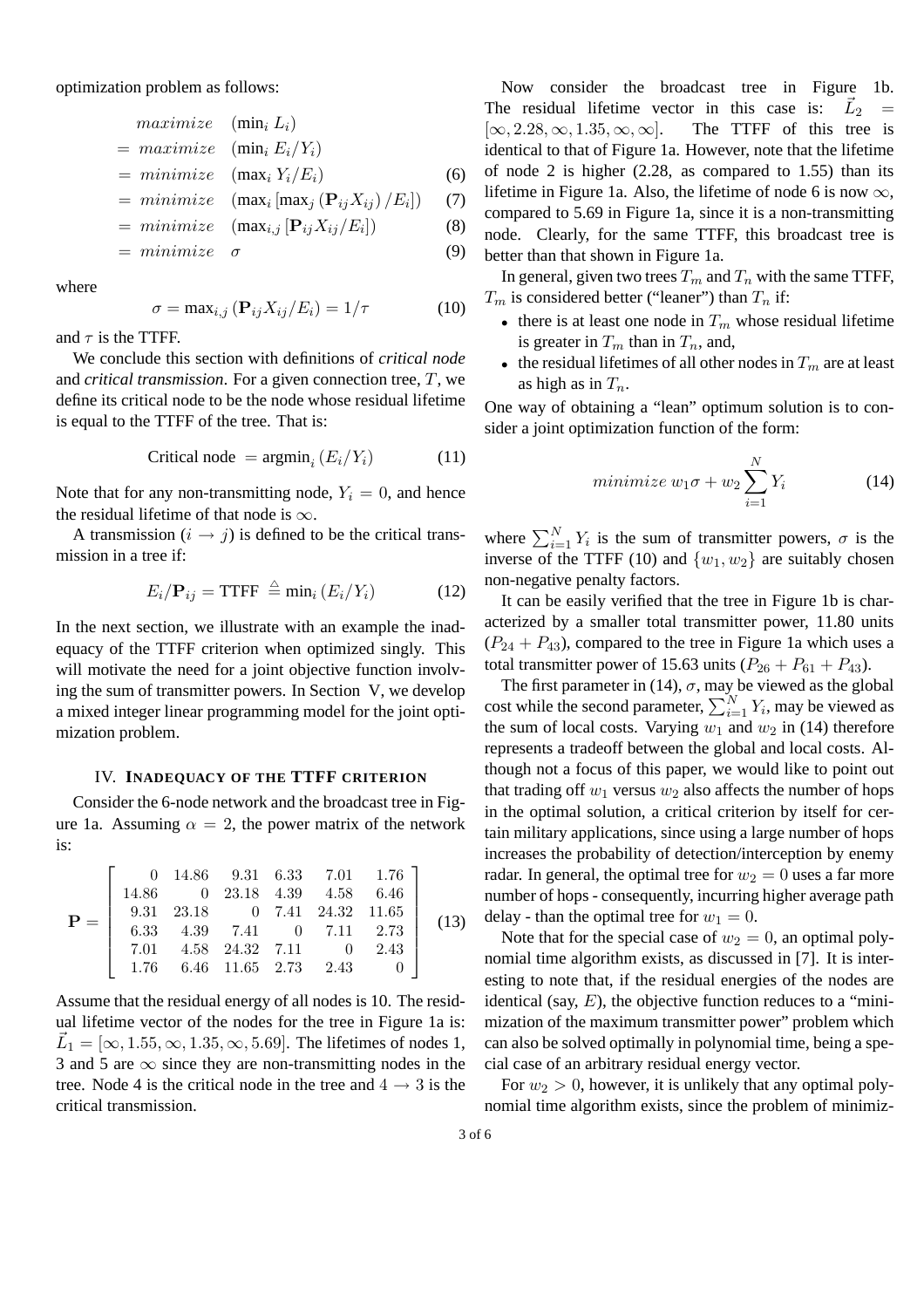optimization problem as follows:

$$
\begin{aligned}
& maximize \quad (\min_i L_i) \\
= \; & maximize \quad (\min_i E_i/Y_i) \\
= \; & minimize \quad (\max_i Y_i/E_i) \qquad (6) \\
= \; & minimize \quad (\max_i [\max_j (\mathbf{P}_{ij}X_{ij})/E_i]) \qquad (7) \\
= \; & minimize \quad (\max_{i,j} [\mathbf{P}_{ij}X_{ij}/E_i]) \qquad (8) \\
= \; & minimize \quad \sigma \qquad (9)
\end{aligned}
$$

where

$$\sigma = \max_{i,j} (\mathbf{P}_{ij}X_{ij}/E_i) = 1/\tau \qquad (10)$$

and $\tau$ is the TTFF.

We conclude this section with definitions of *critical node* and *critical transmission*. For a given connection tree, $T$, we define its critical node to be the node whose residual lifetime is equal to the TTFF of the tree. That is:

$$\text{Critical node } = \text{argmin}_i (E_i/Y_i) \qquad (11)$$

Note that for any non-transmitting node, $Y_i = 0$, and hence the residual lifetime of that node is $\infty$.

A transmission ($i \rightarrow j$) is defined to be the critical transmission in a tree if:

$$E_i/\mathbf{P}_{ij} = \text{TTFF} \stackrel{\triangle}{=} \min_i (E_i/Y_i) \qquad (12)$$

In the next section, we illustrate with an example the inadequacy of the TTFF criterion when optimized singly. This will motivate the need for a joint objective function involving the sum of transmitter powers. In Section V, we develop a mixed integer linear programming model for the joint optimization problem.

## IV. Inadequacy of the TTFF criterion

Consider the 6-node network and the broadcast tree in Figure 1a. Assuming $\alpha = 2$, the power matrix of the network is:

$$\mathbf{P} = \begin{bmatrix} 0 & 14.86 & 9.31 & 6.33 & 7.01 & 1.76 \\ 14.86 & 0 & 23.18 & 4.39 & 4.58 & 6.46 \\ 9.31 & 23.18 & 0 & 7.41 & 24.32 & 11.65 \\ 6.33 & 4.39 & 7.41 & 0 & 7.11 & 2.73 \\ 7.01 & 4.58 & 24.32 & 7.11 & 0 & 2.43 \\ 1.76 & 6.46 & 11.65 & 2.73 & 2.43 & 0 \end{bmatrix} \qquad (13)$$

Assume that the residual energy of all nodes is 10. The residual lifetime vector of the nodes for the tree in Figure 1a is: $\vec{L}_1 = [\infty, 1.55, \infty, 1.35, \infty, 5.69]$. The lifetimes of nodes 1, 3 and 5 are $\infty$ since they are non-transmitting nodes in the tree. Node 4 is the critical node in the tree and $4 \rightarrow 3$ is the critical transmission.

Now consider the broadcast tree in Figure 1b. The residual lifetime vector in this case is: $\vec{L}_2 = [\infty, 2.28, \infty, 1.35, \infty, \infty]$. The TTFF of this tree is identical to that of Figure 1a. However, note that the lifetime of node 2 is higher (2.28, as compared to 1.55) than its lifetime in Figure 1a. Also, the lifetime of node 6 is now $\infty$, compared to 5.69 in Figure 1a, since it is a non-transmitting node. Clearly, for the same TTFF, this broadcast tree is better than that shown in Figure 1a.

In general, given two trees $T_m$ and $T_n$ with the same TTFF, $T_m$ is considered better ("leaner") than $T_n$ if:

- there is at least one node in $T_m$ whose residual lifetime is greater in $T_m$ than in $T_n$, and,
- the residual lifetimes of all other nodes in $T_m$ are at least as high as in $T_n$.

One way of obtaining a "lean" optimum solution is to consider a joint optimization function of the form:

$$minimize \; w_1\sigma + w_2 \sum_{i=1}^{N} Y_i \qquad (14)$$

where $\sum_{i=1}^{N} Y_i$ is the sum of transmitter powers, $\sigma$ is the inverse of the TTFF (10) and $\{w_1, w_2\}$ are suitably chosen non-negative penalty factors.

It can be easily verified that the tree in Figure 1b is characterized by a smaller total transmitter power, 11.80 units ($P_{24} + P_{43}$), compared to the tree in Figure 1a which uses a total transmitter power of 15.63 units ($P_{26} + P_{61} + P_{43}$).

The first parameter in (14), $\sigma$, may be viewed as the global cost while the second parameter, $\sum_{i=1}^{N} Y_i$, may be viewed as the sum of local costs. Varying $w_1$ and $w_2$ in (14) therefore represents a tradeoff between the global and local costs. Although not a focus of this paper, we would like to point out that trading off $w_1$ versus $w_2$ also affects the number of hops in the optimal solution, a critical criterion by itself for certain military applications, since using a large number of hops increases the probability of detection/interception by enemy radar. In general, the optimal tree for $w_2 = 0$ uses a far more number of hops - consequently, incurring higher average path delay - than the optimal tree for $w_1 = 0$.

Note that for the special case of $w_2 = 0$, an optimal polynomial time algorithm exists, as discussed in [7]. It is interesting to note that, if the residual energies of the nodes are identical (say, $E$), the objective function reduces to a "minimization of the maximum transmitter power" problem which can also be solved optimally in polynomial time, being a special case of an arbitrary residual energy vector.

For $w_2 > 0$, however, it is unlikely that any optimal polynomial time algorithm exists, since the problem of minimiz-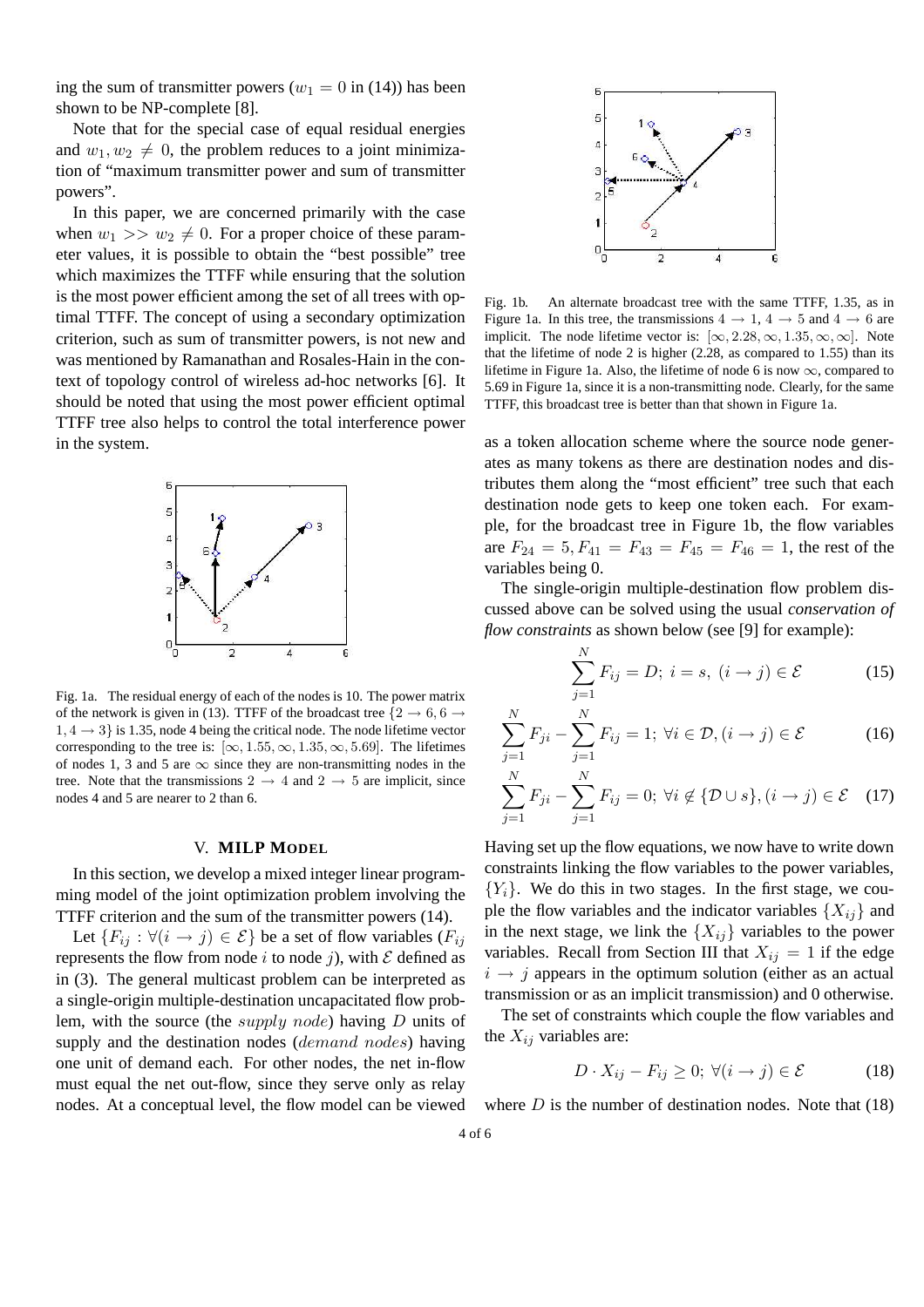ing the sum of transmitter powers ($w_1 = 0$ in (14)) has been shown to be NP-complete [8].

Note that for the special case of equal residual energies and $w_1, w_2 \neq 0$, the problem reduces to a joint minimization of "maximum transmitter power and sum of transmitter powers".

In this paper, we are concerned primarily with the case when $w_1 >> w_2 \neq 0$. For a proper choice of these parameter values, it is possible to obtain the "best possible" tree which maximizes the TTFF while ensuring that the solution is the most power efficient among the set of all trees with optimal TTFF. The concept of using a secondary optimization criterion, such as sum of transmitter powers, is not new and was mentioned by Ramanathan and Rosales-Hain in the context of topology control of wireless ad-hoc networks [6]. It should be noted that using the most power efficient optimal TTFF tree also helps to control the total interference power in the system.

Fig. 1a. The residual energy of each of the nodes is 10. The power matrix of the network is given in (13). TTFF of the broadcast tree $\{2 \rightarrow 6, 6 \rightarrow 1, 4 \rightarrow 3\}$ is 1.35, node 4 being the critical node. The node lifetime vector corresponding to the tree is: $[\infty, 1.55, \infty, 1.35, \infty, 5.69]$. The lifetimes of nodes 1, 3 and 5 are $\infty$ since they are non-transmitting nodes in the tree. Note that the transmissions $2 \rightarrow 4$ and $2 \rightarrow 5$ are implicit, since nodes 4 and 5 are nearer to 2 than 6.

## V. MILP Model

In this section, we develop a mixed integer linear programming model of the joint optimization problem involving the TTFF criterion and the sum of the transmitter powers (14).

Let $\{F_{ij} : \forall (i \rightarrow j) \in \mathcal{E}\}$ be a set of flow variables ($F_{ij}$ represents the flow from node $i$ to node $j$), with $\mathcal{E}$ defined as in (3). The general multicast problem can be interpreted as a single-origin multiple-destination uncapacitated flow problem, with the source (the *supply node*) having $D$ units of supply and the destination nodes (*demand nodes*) having one unit of demand each. For other nodes, the net in-flow must equal the net out-flow, since they serve only as relay nodes. At a conceptual level, the flow model can be viewed as a token allocation scheme where the source node generates as many tokens as there are destination nodes and distributes them along the "most efficient" tree such that each destination node gets to keep one token each. For example, for the broadcast tree in Figure 1b, the flow variables are $F_{24} = 5, F_{41} = F_{43} = F_{45} = F_{46} = 1$, the rest of the variables being 0.

Fig. 1b. An alternate broadcast tree with the same TTFF, 1.35, as in Figure 1a. In this tree, the transmissions $4 \rightarrow 1$, $4 \rightarrow 5$ and $4 \rightarrow 6$ are implicit. The node lifetime vector is: $[\infty, 2.28, \infty, 1.35, \infty, \infty]$. Note that the lifetime of node 2 is higher (2.28, as compared to 1.55) than its lifetime in Figure 1a. Also, the lifetime of node 6 is now $\infty$, compared to 5.69 in Figure 1a, since it is a non-transmitting node. Clearly, for the same TTFF, this broadcast tree is better than that shown in Figure 1a.

The single-origin multiple-destination flow problem discussed above can be solved using the usual *conservation of flow constraints* as shown below (see [9] for example):

$$\sum_{j=1}^{N} F_{ij} = D; \; i = s, \; (i \rightarrow j) \in \mathcal{E} \tag{15}$$

$$\sum_{j=1}^{N} F_{ji} - \sum_{j=1}^{N} F_{ij} = 1; \; \forall i \in \mathcal{D}, (i \rightarrow j) \in \mathcal{E} \tag{16}$$

$$\sum_{j=1}^{N} F_{ji} - \sum_{j=1}^{N} F_{ij} = 0; \; \forall i \notin \{\mathcal{D} \cup s\}, (i \rightarrow j) \in \mathcal{E} \tag{17}$$

Having set up the flow equations, we now have to write down constraints linking the flow variables to the power variables, $\{Y_i\}$. We do this in two stages. In the first stage, we couple the flow variables and the indicator variables $\{X_{ij}\}$ and in the next stage, we link the $\{X_{ij}\}$ variables to the power variables. Recall from Section III that $X_{ij} = 1$ if the edge $i \rightarrow j$ appears in the optimum solution (either as an actual transmission or as an implicit transmission) and 0 otherwise.

The set of constraints which couple the flow variables and the $X_{ij}$ variables are:

$$D \cdot X_{ij} - F_{ij} \geq 0; \; \forall (i \rightarrow j) \in \mathcal{E} \tag{18}$$

where $D$ is the number of destination nodes. Note that (18)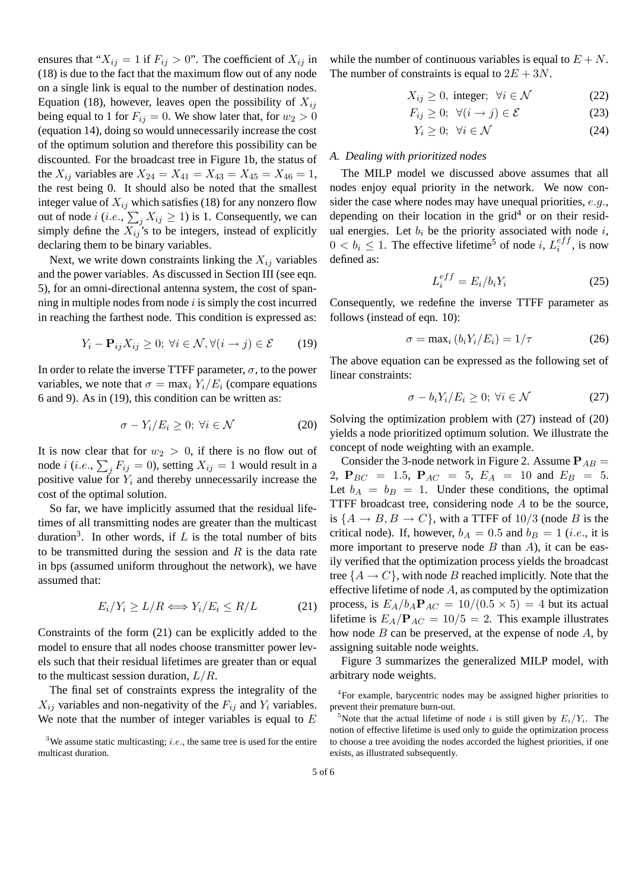ensures that "$X_{ij} = 1$ if $F_{ij} > 0$". The coefficient of $X_{ij}$ in (18) is due to the fact that the maximum flow out of any node on a single link is equal to the number of destination nodes. Equation (18), however, leaves open the possibility of $X_{ij}$ being equal to 1 for $F_{ij} = 0$. We show later that, for $w_2 > 0$ (equation 14), doing so would unnecessarily increase the cost of the optimum solution and therefore this possibility can be discounted. For the broadcast tree in Figure 1b, the status of the $X_{ij}$ variables are $X_{24} = X_{41} = X_{43} = X_{45} = X_{46} = 1$, the rest being 0. It should also be noted that the smallest integer value of $X_{ij}$ which satisfies (18) for any nonzero flow out of node $i$ (*i.e.*, $\sum_j X_{ij} \geq 1$) is 1. Consequently, we can simply define the $X_{ij}$'s to be integers, instead of explicitly declaring them to be binary variables.

Next, we write down constraints linking the $X_{ij}$ variables and the power variables. As discussed in Section III (see eqn. 5), for an omni-directional antenna system, the cost of spanning in multiple nodes from node $i$ is simply the cost incurred in reaching the farthest node. This condition is expressed as:

$$Y_i - \mathbf{P}_{ij} X_{ij} \geq 0;\ \forall i \in \mathcal{N}, \forall (i \rightarrow j) \in \mathcal{E} \tag{19}$$

In order to relate the inverse TTFF parameter, $\sigma$, to the power variables, we note that $\sigma = \max_i Y_i/E_i$ (compare equations 6 and 9). As in (19), this condition can be written as:

$$\sigma - Y_i/E_i \geq 0;\ \forall i \in \mathcal{N} \tag{20}$$

It is now clear that for $w_2 > 0$, if there is no flow out of node $i$ (*i.e.*, $\sum_j F_{ij} = 0$), setting $X_{ij} = 1$ would result in a positive value for $Y_i$ and thereby unnecessarily increase the cost of the optimal solution.

So far, we have implicitly assumed that the residual lifetimes of all transmitting nodes are greater than the multicast duration[3]. In other words, if $L$ is the total number of bits to be transmitted during the session and $R$ is the data rate in bps (assumed uniform throughout the network), we have assumed that:

$$E_i/Y_i \geq L/R \Longleftrightarrow Y_i/E_i \leq R/L \tag{21}$$

Constraints of the form (21) can be explicitly added to the model to ensure that all nodes choose transmitter power levels such that their residual lifetimes are greater than or equal to the multicast session duration, $L/R$.

The final set of constraints express the integrality of the $X_{ij}$ variables and non-negativity of the $F_{ij}$ and $Y_i$ variables. We note that the number of integer variables is equal to $E$ while the number of continuous variables is equal to $E + N$. The number of constraints is equal to $2E + 3N$.

$$X_{ij} \geq 0, \text{ integer};\ \forall i \in \mathcal{N} \tag{22}$$

$$F_{ij} \geq 0;\ \forall (i \rightarrow j) \in \mathcal{E} \tag{23}$$

$$Y_i \geq 0;\ \forall i \in \mathcal{N} \tag{24}$$

### *A. Dealing with prioritized nodes*

The MILP model we discussed above assumes that all nodes enjoy equal priority in the network. We now consider the case where nodes may have unequal priorities, *e.g.*, depending on their location in the grid[4] or on their residual energies. Let $b_i$ be the priority associated with node $i$, $0 < b_i \leq 1$. The effective lifetime[5] of node $i$, $L_i^{eff}$, is now defined as:

$$L_i^{eff} = E_i/b_i Y_i \tag{25}$$

Consequently, we redefine the inverse TTFF parameter as follows (instead of eqn. 10):

$$\sigma = \max_i (b_i Y_i/E_i) = 1/\tau \tag{26}$$

The above equation can be expressed as the following set of linear constraints:

$$\sigma - b_i Y_i/E_i \geq 0;\ \forall i \in \mathcal{N} \tag{27}$$

Solving the optimization problem with (27) instead of (20) yields a node prioritized optimum solution. We illustrate the concept of node weighting with an example.

Consider the 3-node network in Figure 2. Assume $\mathbf{P}_{AB} = 2$, $\mathbf{P}_{BC} = 1.5$, $\mathbf{P}_{AC} = 5$, $E_A = 10$ and $E_B = 5$. Let $b_A = b_B = 1$. Under these conditions, the optimal TTFF broadcast tree, considering node $A$ to be the source, is $\{A \rightarrow B, B \rightarrow C\}$, with a TTFF of $10/3$ (node $B$ is the critical node). If, however, $b_A = 0.5$ and $b_B = 1$ (*i.e.*, it is more important to preserve node $B$ than $A$), it can be easily verified that the optimization process yields the broadcast tree $\{A \rightarrow C\}$, with node $B$ reached implicitly. Note that the effective lifetime of node $A$, as computed by the optimization process, is $E_A/b_A \mathbf{P}_{AC} = 10/(0.5 \times 5) = 4$ but its actual lifetime is $E_A/\mathbf{P}_{AC} = 10/5 = 2$. This example illustrates how node $B$ can be preserved, at the expense of node $A$, by assigning suitable node weights.

Figure 3 summarizes the generalized MILP model, with arbitrary node weights.

[3] We assume static multicasting; *i.e.*, the same tree is used for the entire multicast duration.

[4] For example, barycentric nodes may be assigned higher priorities to prevent their premature burn-out.

[5] Note that the actual lifetime of node $i$ is still given by $E_i/Y_i$. The notion of effective lifetime is used only to guide the optimization process to choose a tree avoiding the nodes accorded the highest priorities, if one exists, as illustrated subsequently.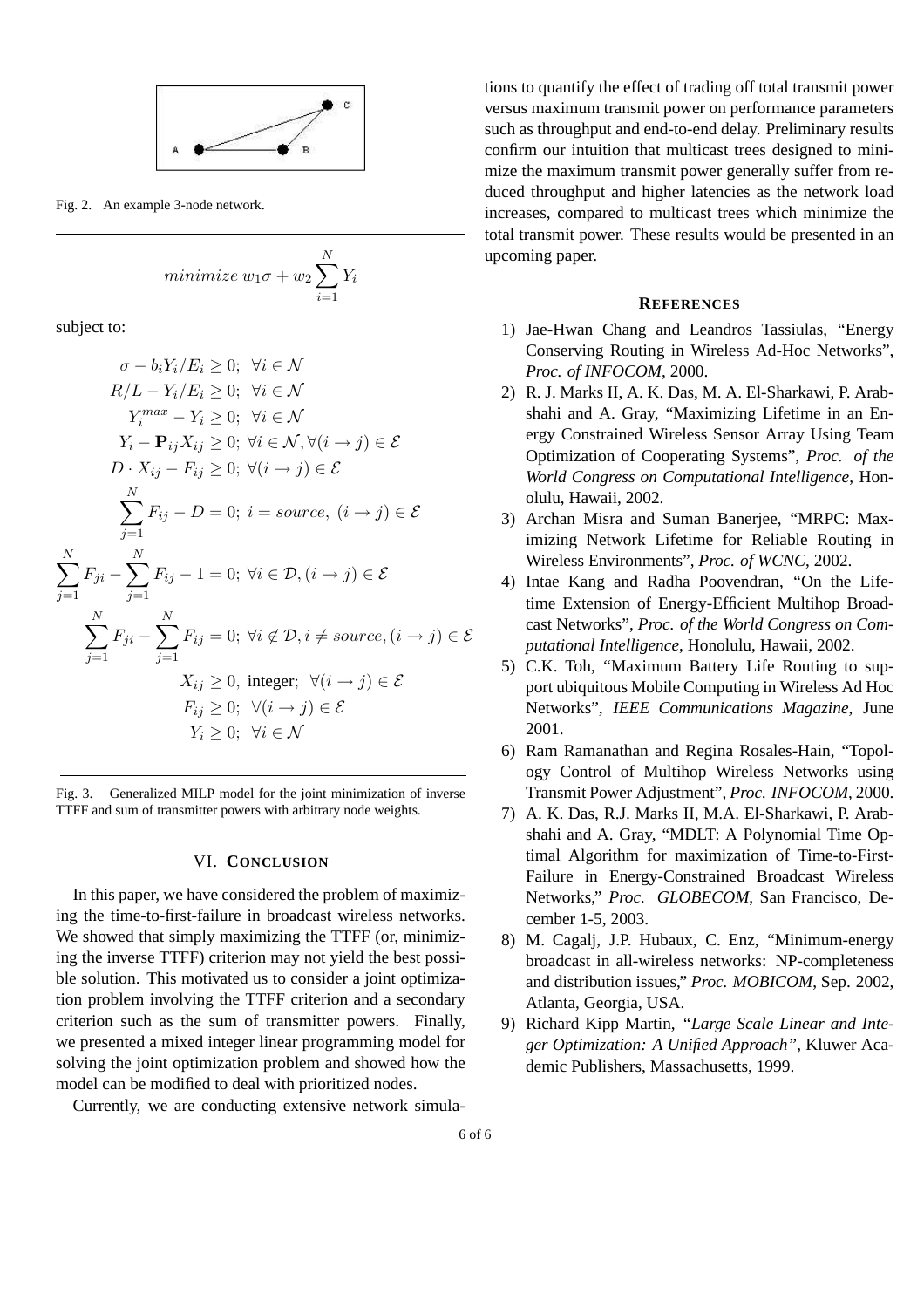A

B

C

Fig. 2. An example 3-node network.

$$minimize\ w_1\sigma + w_2 \sum_{i=1}^{N} Y_i$$

subject to:

$$
\begin{aligned}
\sigma - b_i Y_i / E_i \geq 0;\ \ \forall i \in \mathcal{N} \\
R/L - Y_i / E_i \geq 0;\ \ \forall i \in \mathcal{N} \\
Y_i^{max} - Y_i \geq 0;\ \ \forall i \in \mathcal{N} \\
Y_i - \mathbf{P}_{ij} X_{ij} \geq 0;\ \forall i \in \mathcal{N}, \forall (i \rightarrow j) \in \mathcal{E} \\
D \cdot X_{ij} - F_{ij} \geq 0;\ \forall (i \rightarrow j) \in \mathcal{E} \\
\sum_{j=1}^{N} F_{ij} - D = 0;\ i = source,\ (i \rightarrow j) \in \mathcal{E} \\
\sum_{j=1}^{N} F_{ji} - \sum_{j=1}^{N} F_{ij} - 1 = 0;\ \forall i \in \mathcal{D}, (i \rightarrow j) \in \mathcal{E} \\
\sum_{j=1}^{N} F_{ji} - \sum_{j=1}^{N} F_{ij} = 0;\ \forall i \notin \mathcal{D}, i \neq source, (i \rightarrow j) \in \mathcal{E} \\
X_{ij} \geq 0,\ \text{integer};\ \ \forall (i \rightarrow j) \in \mathcal{E} \\
F_{ij} \geq 0;\ \ \forall (i \rightarrow j) \in \mathcal{E} \\
Y_i \geq 0;\ \ \forall i \in \mathcal{N}
\end{aligned}
$$

Fig. 3. Generalized MILP model for the joint minimization of inverse TTFF and sum of transmitter powers with arbitrary node weights.

## VI. Conclusion

In this paper, we have considered the problem of maximizing the time-to-first-failure in broadcast wireless networks. We showed that simply maximizing the TTFF (or, minimizing the inverse TTFF) criterion may not yield the best possible solution. This motivated us to consider a joint optimization problem involving the TTFF criterion and a secondary criterion such as the sum of transmitter powers. Finally, we presented a mixed integer linear programming model for solving the joint optimization problem and showed how the model can be modified to deal with prioritized nodes.

Currently, we are conducting extensive network simulations to quantify the effect of trading off total transmit power versus maximum transmit power on performance parameters such as throughput and end-to-end delay. Preliminary results confirm our intuition that multicast trees designed to minimize the maximum transmit power generally suffer from reduced throughput and higher latencies as the network load increases, compared to multicast trees which minimize the total transmit power. These results would be presented in an upcoming paper.

## References

1) Jae-Hwan Chang and Leandros Tassiulas, "Energy Conserving Routing in Wireless Ad-Hoc Networks", *Proc. of INFOCOM*, 2000.
2) R. J. Marks II, A. K. Das, M. A. El-Sharkawi, P. Arabshahi and A. Gray, "Maximizing Lifetime in an Energy Constrained Wireless Sensor Array Using Team Optimization of Cooperating Systems", *Proc. of the World Congress on Computational Intelligence*, Honolulu, Hawaii, 2002.
3) Archan Misra and Suman Banerjee, "MRPC: Maximizing Network Lifetime for Reliable Routing in Wireless Environments", *Proc. of WCNC*, 2002.
4) Intae Kang and Radha Poovendran, "On the Lifetime Extension of Energy-Efficient Multihop Broadcast Networks", *Proc. of the World Congress on Computational Intelligence*, Honolulu, Hawaii, 2002.
5) C.K. Toh, "Maximum Battery Life Routing to support ubiquitous Mobile Computing in Wireless Ad Hoc Networks", *IEEE Communications Magazine*, June 2001.
6) Ram Ramanathan and Regina Rosales-Hain, "Topology Control of Multihop Wireless Networks using Transmit Power Adjustment", *Proc. INFOCOM*, 2000.
7) A. K. Das, R.J. Marks II, M.A. El-Sharkawi, P. Arabshahi and A. Gray, "MDLT: A Polynomial Time Optimal Algorithm for maximization of Time-to-First-Failure in Energy-Constrained Broadcast Wireless Networks," *Proc. GLOBECOM*, San Francisco, December 1-5, 2003.
8) M. Cagalj, J.P. Hubaux, C. Enz, "Minimum-energy broadcast in all-wireless networks: NP-completeness and distribution issues," *Proc. MOBICOM*, Sep. 2002, Atlanta, Georgia, USA.
9) Richard Kipp Martin, *"Large Scale Linear and Integer Optimization: A Unified Approach"*, Kluwer Academic Publishers, Massachusetts, 1999.